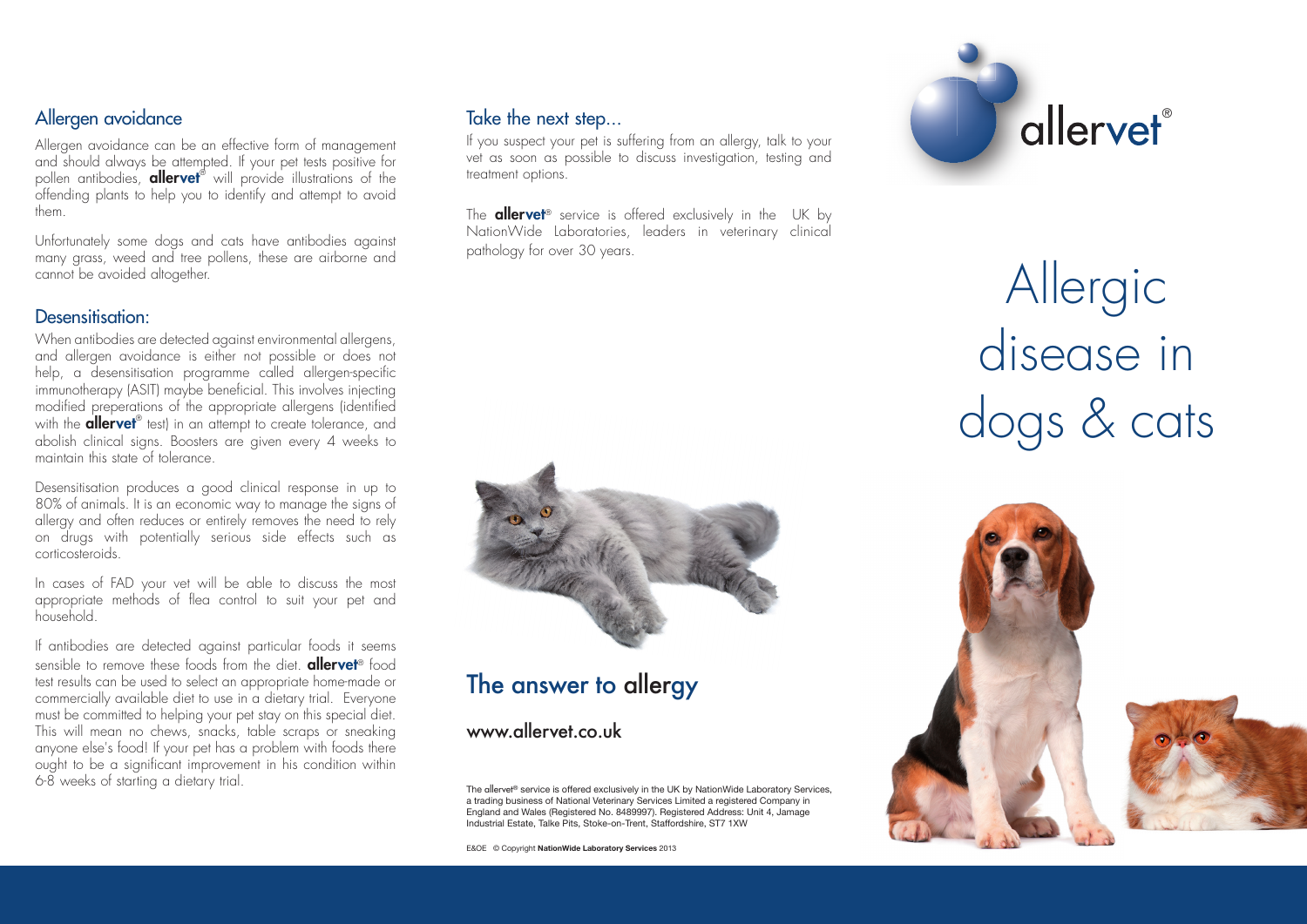## Allergen avoidance

Allergen avoidance can be an effective form of management and should always be attempted. If your pet tests positive for pollen antibodies, **allervet**® will provide illustrations of the offending plants to help you to identify and attempt to avoid them.

Unfortunately some dogs and cats have antibodies against many grass, weed and tree pollens, these are airborne and cannot be avoided altogether.

## Desensitisation:

When antibodies are detected against environmental allergens, and allergen avoidance is either not possible or does not help, a desensitisation programme called allergen-specific immunotherapy (ASIT) maybe beneficial. This involves injecting modified preparations of the appropriate allergens (identified with the **allervet**® test) in an attempt to create tolerance, and abolish clinical signs. Boosters are given every 4 weeks to maintain this state of tolerance.

Desensitisation produces a good clinical response in up to 80% of animals. It is an economic way to manage the signs of allergy and often reduces or entirely removes the need to rely on drugs with potentially serious side effects such as corticosteroids.

In cases of FAD your vet will be able to discuss the most appropriate methods of flea control to suit your pet and household.

If antibodies are detected against particular foods it seems sensible to remove these foods from the diet. **allervet**® food test results can be used to select an appropriate home-made or commercially available diet to use in a dietary trial. Everyone must be committed to helping your pet stay on this special diet. This will mean no chews, snacks, table scraps or sneaking anyone else's food! If your pet has a problem with foods there ought to be a significant improvement in his condition within 6-8 weeks of starting a dietary trial.

## Take the next step...

If you suspect your pet is suffering from an allergy, talk to your vet as soon as possible to discuss investigation, testing and treatment options.

The **allervet**® service is offered exclusively in the UK by NationWide Laboratories, leaders in veterinary clinical pathology for over 30 years.

## The answer to allergy

www.allervet.co.uk

The allervet® service is offered exclusively in the UK by NationWide Laboratory Services, a trading business of National Veterinary Services Limited a registered Company in England and Wales (Registered No. 8489997). Registered Address: Unit 4, Jamage Industrial Estate, Talke Pits, Stoke-on-Trent, Staffordshire, ST7 1XW

E&OE © Copyright **NationWide Laboratory Services** 2013

allervet®

# Allergic disease in dogs & cats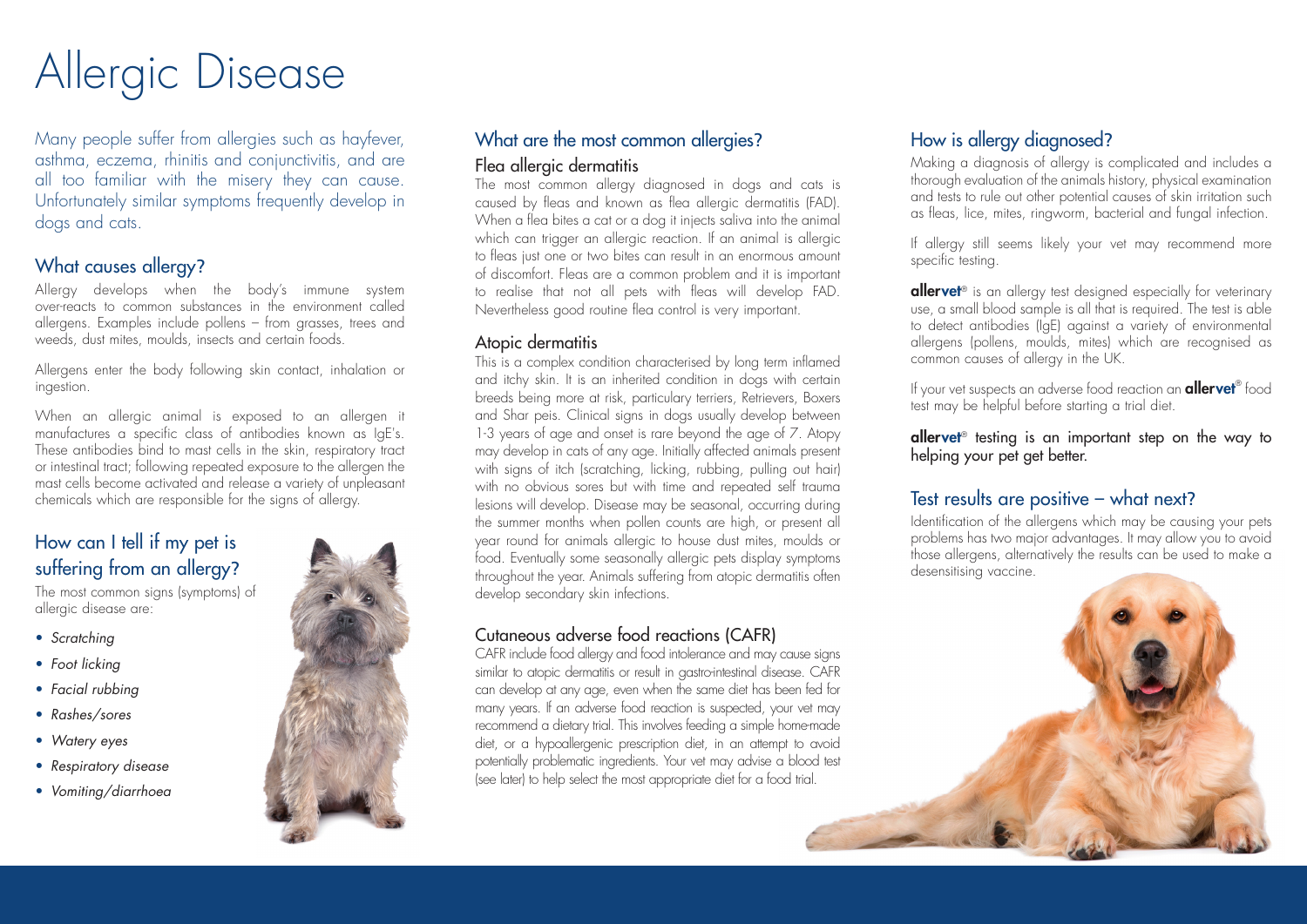# Allergic Disease

Many people suffer from allergies such as hayfever, asthma, eczema, rhinitis and conjunctivitis, and are all too familiar with the misery they can cause. Unfortunately similar symptoms frequently develop in dogs and cats.

## What causes allergy?

Allergy develops when the body's immune system over-reacts to common substances in the environment called allergens. Examples include pollens – from grasses, trees and weeds, dust mites, moulds, insects and certain foods.

Allergens enter the body following skin contact, inhalation or ingestion.

When an allergic animal is exposed to an allergen it manufactures a specific class of antibodies known as IgE's. These antibodies bind to mast cells in the skin, respiratory tract or intestinal tract; following repeated exposure to the allergen the mast cells become activated and release a variety of unpleasant chemicals which are responsible for the signs of allergy.

## How can I tell if my pet is suffering from an allergy?

The most common signs (symptoms) of allergic disease are:

- *Scratching*
- *Foot licking*
- *Facial rubbing*
- *Rashes/sores*
- *Watery eyes*
- *Respiratory disease*
- *Vomiting/diarrhoea*

## What are the most common allergies?

### Flea allergic dermatitis

The most common allergy diagnosed in dogs and cats is caused by fleas and known as flea allergic dermatitis (FAD). When a flea bites a cat or a dog it injects saliva into the animal which can trigger an allergic reaction. If an animal is allergic to fleas just one or two bites can result in an enormous amount of discomfort. Fleas are a common problem and it is important to realise that not all pets with fleas will develop FAD. Nevertheless good routine flea control is very important.

### Atopic dermatitis

This is a complex condition characterised by long term inflamed and itchy skin. It is an inherited condition in dogs with certain breeds being more at risk, particulary terriers, Retrievers, Boxers and Shar peis. Clinical signs in dogs usually develop between 1-3 years of age and onset is rare beyond the age of 7. Atopy may develop in cats of any age. Initially affected animals present with signs of itch (scratching, licking, rubbing, pulling out hair) with no obvious sores but with time and repeated self trauma lesions will develop. Disease may be seasonal, occurring during the summer months when pollen counts are high, or present all year round for animals allergic to house dust mites, moulds or food. Eventually some seasonally allergic pets display symptoms throughout the year. Animals suffering from atopic dermatitis often develop secondary skin infections.

### Cutaneous adverse food reactions (CAFR)

CAFR include food allergy and food intolerance and may cause signs similar to atopic dermatitis or result in gastro-intestinal disease. CAFR can develop at any age, even when the same diet has been fed for many years. If an adverse food reaction is suspected, your vet may recommend a dietary trial. This involves feeding a simple home-made diet, or a hypoallergenic prescription diet, in an attempt to avoid potentially problematic ingredients. Your vet may advise a food test (see later) to help select the most appropriate diet for a food trial.

## How is allergy diagnosed?

Making a diagnosis of allergy is complicated and includes a thorough evaluation of the animals history, physical examination and tests to rule out other potential causes of skin irritation such as fleas, lice, mites, ringworm, bacterial and fungal infection.

If allergy still seems likely your vet may recommend more specific testing.

**allervet**® is an allergy test designed especially for veterinary use, a small blood sample is all that is required. The test is able to detect antibodies (IgE) against a variety of environmental allergens (pollens, moulds, mites) which are recognised as common causes of allergy in the UK.

If your vet suspects an adverse food reaction an **allervet**® food test may be helpful before starting a trial diet.

**allervet® testing is an important step on the way to helping your pet get better.**

## Test results are positive – what next?

Identification of the allergens which may be causing your pets problems has two major advantages. It may allow you to avoid those allergens, alternatively the results can be used to make a desensitising vaccine.